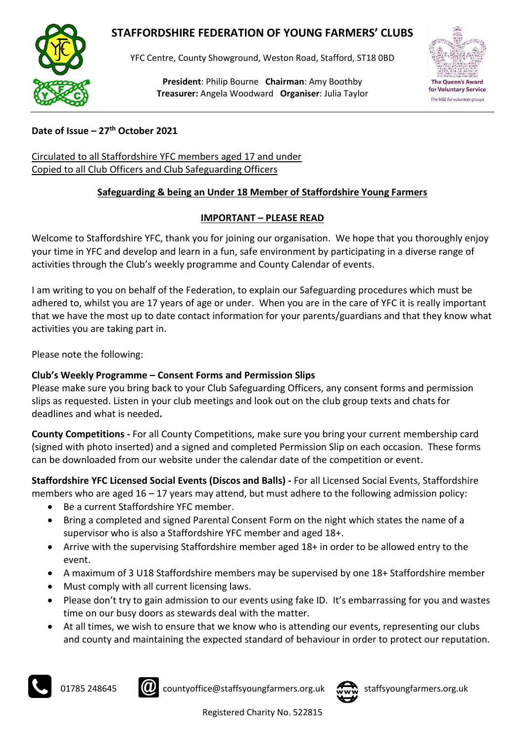# STAFFORDSHIRE FEDERATION OF YOUNG FARMERS' CLUBS

YFC Centre, County Showground, Weston Road, Stafford, ST18 0BD

**President**: Philip Bourne **Chairman**: Amy Boothby
**Treasurer:** Angela Woodward **Organiser**: Julia Taylor

**Date of Issue – 27th October 2021**

Circulated to all Staffordshire YFC members aged 17 and under
Copied to all Club Officers and Club Safeguarding Officers

## Safeguarding & being an Under 18 Member of Staffordshire Young Farmers

### IMPORTANT – PLEASE READ

Welcome to Staffordshire YFC, thank you for joining our organisation. We hope that you thoroughly enjoy your time in YFC and develop and learn in a fun, safe environment by participating in a diverse range of activities through the Club's weekly programme and County Calendar of events.

I am writing to you on behalf of the Federation, to explain our Safeguarding procedures which must be adhered to, whilst you are 17 years of age or under. When you are in the care of YFC it is really important that we have the most up to date contact information for your parents/guardians and that they know what activities you are taking part in.

Please note the following:

**Club's Weekly Programme – Consent Forms and Permission Slips**
Please make sure you bring back to your Club Safeguarding Officers, any consent forms and permission slips as requested. Listen in your club meetings and look out on the club group texts and chats for deadlines and what is needed**.**

**County Competitions -** For all County Competitions, make sure you bring your current membership card (signed with photo inserted) and a signed and completed Permission Slip on each occasion. These forms can be downloaded from our website under the calendar date of the competition or event.

**Staffordshire YFC Licensed Social Events (Discos and Balls) -** For all Licensed Social Events, Staffordshire members who are aged 16 – 17 years may attend, but must adhere to the following admission policy:

- Be a current Staffordshire YFC member.
- Bring a completed and signed Parental Consent Form on the night which states the name of a supervisor who is also a Staffordshire YFC member and aged 18+.
- Arrive with the supervising Staffordshire member aged 18+ in order to be allowed entry to the event.
- A maximum of 3 U18 Staffordshire members may be supervised by one 18+ Staffordshire member
- Must comply with all current licensing laws.
- Please don't try to gain admission to our events using fake ID. It's embarrassing for you and wastes time on our busy doors as stewards deal with the matter.
- At all times, we wish to ensure that we know who is attending our events, representing our clubs and county and maintaining the expected standard of behaviour in order to protect our reputation.

01785 248645 countyoffice@staffsyoungfarmers.org.uk staffsyoungfarmers.org.uk

Registered Charity No. 522815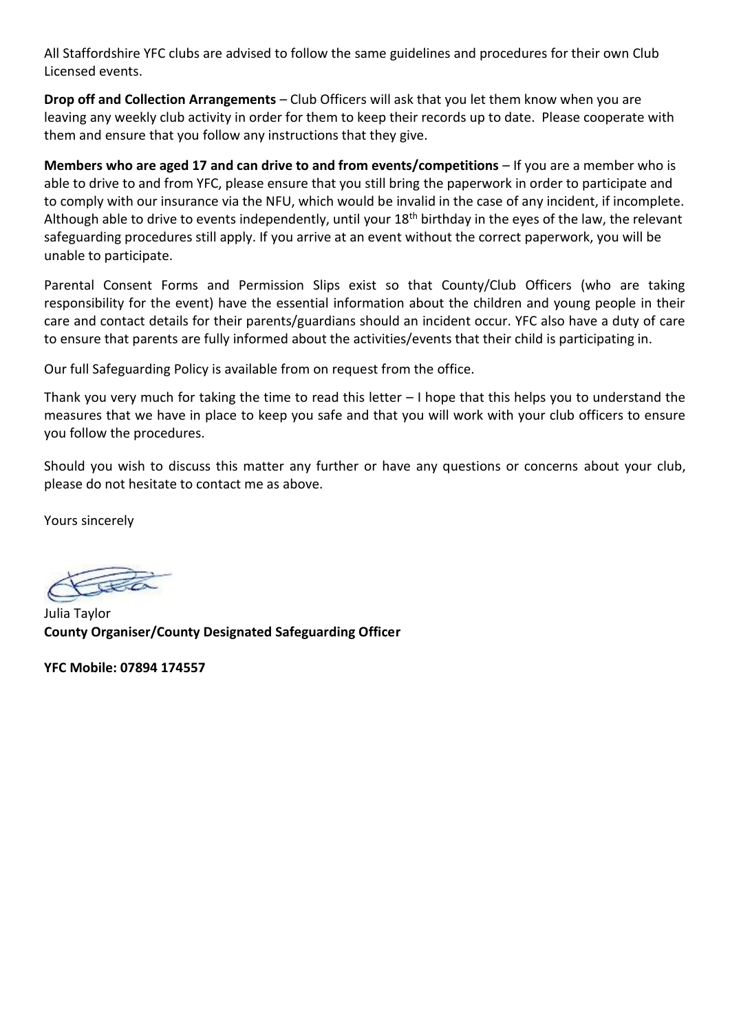All Staffordshire YFC clubs are advised to follow the same guidelines and procedures for their own Club Licensed events.

**Drop off and Collection Arrangements** – Club Officers will ask that you let them know when you are leaving any weekly club activity in order for them to keep their records up to date. Please cooperate with them and ensure that you follow any instructions that they give.

**Members who are aged 17 and can drive to and from events/competitions** – If you are a member who is able to drive to and from YFC, please ensure that you still bring the paperwork in order to participate and to comply with our insurance via the NFU, which would be invalid in the case of any incident, if incomplete. Although able to drive to events independently, until your 18th birthday in the eyes of the law, the relevant safeguarding procedures still apply. If you arrive at an event without the correct paperwork, you will be unable to participate.

Parental Consent Forms and Permission Slips exist so that County/Club Officers (who are taking responsibility for the event) have the essential information about the children and young people in their care and contact details for their parents/guardians should an incident occur. YFC also have a duty of care to ensure that parents are fully informed about the activities/events that their child is participating in.

Our full Safeguarding Policy is available from on request from the office.

Thank you very much for taking the time to read this letter – I hope that this helps you to understand the measures that we have in place to keep you safe and that you will work with your club officers to ensure you follow the procedures.

Should you wish to discuss this matter any further or have any questions or concerns about your club, please do not hesitate to contact me as above.

Yours sincerely

Julia Taylor
**County Organiser/County Designated Safeguarding Officer**

**YFC Mobile: 07894 174557**